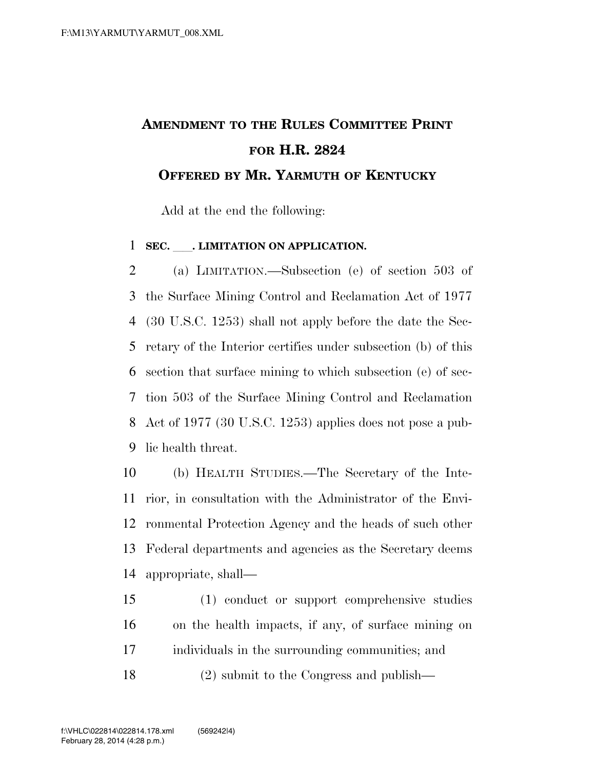# Amendment to the Rules Committee Print for H.R. 2824

## Offered by Mr. Yarmuth of Kentucky

Add at the end the following:

**SEC. ___. LIMITATION ON APPLICATION.**

(a) LIMITATION.—Subsection (e) of section 503 of the Surface Mining Control and Reclamation Act of 1977 (30 U.S.C. 1253) shall not apply before the date the Secretary of the Interior certifies under subsection (b) of this section that surface mining to which subsection (e) of section 503 of the Surface Mining Control and Reclamation Act of 1977 (30 U.S.C. 1253) applies does not pose a public health threat.

(b) HEALTH STUDIES.—The Secretary of the Interior, in consultation with the Administrator of the Environmental Protection Agency and the heads of such other Federal departments and agencies as the Secretary deems appropriate, shall—

(1) conduct or support comprehensive studies on the health impacts, if any, of surface mining on individuals in the surrounding communities; and

(2) submit to the Congress and publish—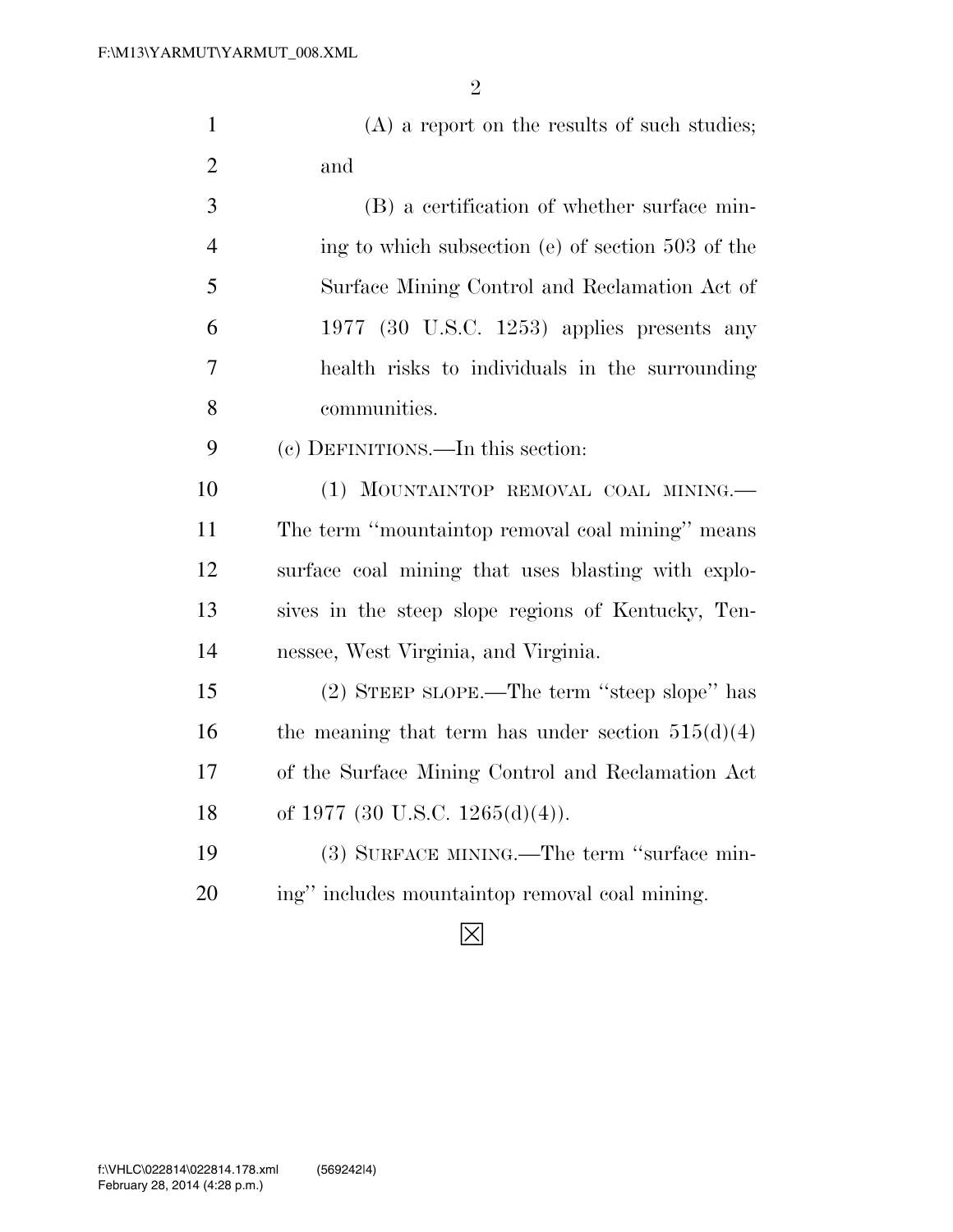(A) a report on the results of such studies; and

(B) a certification of whether surface mining to which subsection (e) of section 503 of the Surface Mining Control and Reclamation Act of 1977 (30 U.S.C. 1253) applies presents any health risks to individuals in the surrounding communities.

(c) DEFINITIONS.—In this section:

(1) MOUNTAINTOP REMOVAL COAL MINING.—The term ''mountaintop removal coal mining'' means surface coal mining that uses blasting with explosives in the steep slope regions of Kentucky, Tennessee, West Virginia, and Virginia.

(2) STEEP SLOPE.—The term ''steep slope'' has the meaning that term has under section 515(d)(4) of the Surface Mining Control and Reclamation Act of 1977 (30 U.S.C. 1265(d)(4)).

(3) SURFACE MINING.—The term ''surface mining'' includes mountaintop removal coal mining.